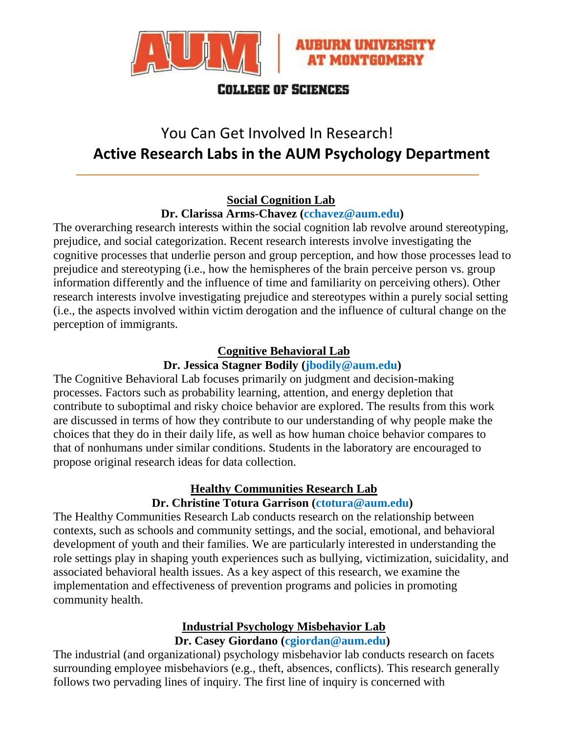**AUM | AUBURN UNIVERSITY AT MONTGOMERY**

**COLLEGE OF SCIENCES**

# You Can Get Involved In Research!

## Active Research Labs in the AUM Psychology Department

---

### Social Cognition Lab

**Dr. Clarissa Arms-Chavez (cchavez@aum.edu)**

The overarching research interests within the social cognition lab revolve around stereotyping, prejudice, and social categorization. Recent research interests involve investigating the cognitive processes that underlie person and group perception, and how those processes lead to prejudice and stereotyping (i.e., how the hemispheres of the brain perceive person vs. group information differently and the influence of time and familiarity on perceiving others). Other research interests involve investigating prejudice and stereotypes within a purely social setting (i.e., the aspects involved within victim derogation and the influence of cultural change on the perception of immigrants.

### Cognitive Behavioral Lab

**Dr. Jessica Stagner Bodily (jbodily@aum.edu)**

The Cognitive Behavioral Lab focuses primarily on judgment and decision-making processes. Factors such as probability learning, attention, and energy depletion that contribute to suboptimal and risky choice behavior are explored. The results from this work are discussed in terms of how they contribute to our understanding of why people make the choices that they do in their daily life, as well as how human choice behavior compares to that of nonhumans under similar conditions. Students in the laboratory are encouraged to propose original research ideas for data collection.

### Healthy Communities Research Lab

**Dr. Christine Totura Garrison (ctotura@aum.edu)**

The Healthy Communities Research Lab conducts research on the relationship between contexts, such as schools and community settings, and the social, emotional, and behavioral development of youth and their families. We are particularly interested in understanding the role settings play in shaping youth experiences such as bullying, victimization, suicidality, and associated behavioral health issues. As a key aspect of this research, we examine the implementation and effectiveness of prevention programs and policies in promoting community health.

### Industrial Psychology Misbehavior Lab

**Dr. Casey Giordano (cgiordan@aum.edu)**

The industrial (and organizational) psychology misbehavior lab conducts research on facets surrounding employee misbehaviors (e.g., theft, absences, conflicts). This research generally follows two pervading lines of inquiry. The first line of inquiry is concerned with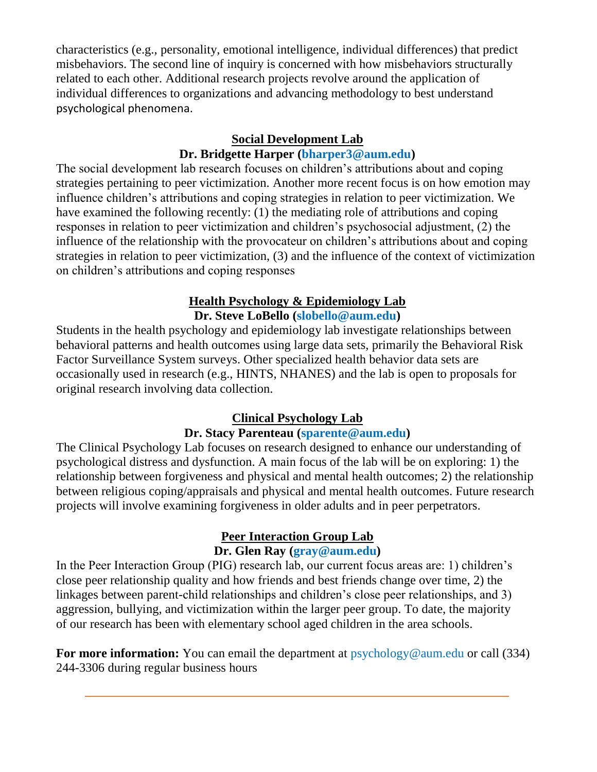characteristics (e.g., personality, emotional intelligence, individual differences) that predict misbehaviors. The second line of inquiry is concerned with how misbehaviors structurally related to each other. Additional research projects revolve around the application of individual differences to organizations and advancing methodology to best understand psychological phenomena.

## Social Development Lab

**Dr. Bridgette Harper (bharper3@aum.edu)**

The social development lab research focuses on children's attributions about and coping strategies pertaining to peer victimization. Another more recent focus is on how emotion may influence children's attributions and coping strategies in relation to peer victimization. We have examined the following recently: (1) the mediating role of attributions and coping responses in relation to peer victimization and children's psychosocial adjustment, (2) the influence of the relationship with the provocateur on children's attributions about and coping strategies in relation to peer victimization, (3) and the influence of the context of victimization on children's attributions and coping responses

## Health Psychology & Epidemiology Lab

**Dr. Steve LoBello (slobello@aum.edu)**

Students in the health psychology and epidemiology lab investigate relationships between behavioral patterns and health outcomes using large data sets, primarily the Behavioral Risk Factor Surveillance System surveys. Other specialized health behavior data sets are occasionally used in research (e.g., HINTS, NHANES) and the lab is open to proposals for original research involving data collection.

## Clinical Psychology Lab

**Dr. Stacy Parenteau (sparente@aum.edu)**

The Clinical Psychology Lab focuses on research designed to enhance our understanding of psychological distress and dysfunction. A main focus of the lab will be on exploring: 1) the relationship between forgiveness and physical and mental health outcomes; 2) the relationship between religious coping/appraisals and physical and mental health outcomes. Future research projects will involve examining forgiveness in older adults and in peer perpetrators.

## Peer Interaction Group Lab

**Dr. Glen Ray (gray@aum.edu)**

In the Peer Interaction Group (PIG) research lab, our current focus areas are: 1) children's close peer relationship quality and how friends and best friends change over time, 2) the linkages between parent-child relationships and children's close peer relationships, and 3) aggression, bullying, and victimization within the larger peer group. To date, the majority of our research has been with elementary school aged children in the area schools.

**For more information:** You can email the department at psychology@aum.edu or call (334) 244-3306 during regular business hours